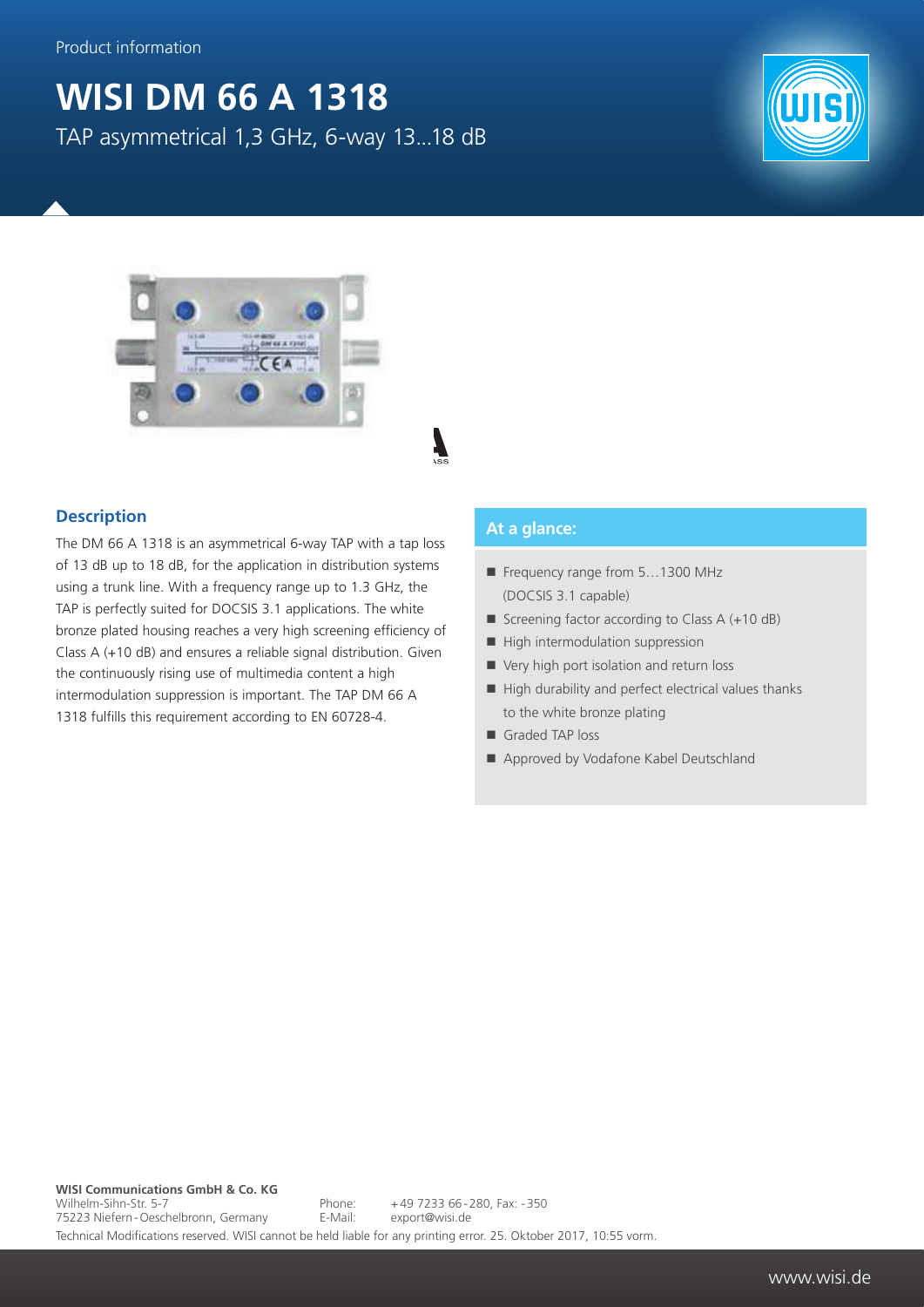Product information

# WISI DM 66 A 1318

TAP asymmetrical 1,3 GHz, 6-way 13...18 dB

## Description

The DM 66 A 1318 is an asymmetrical 6-way TAP with a tap loss of 13 dB up to 18 dB, for the application in distribution systems using a trunk line. With a frequency range up to 1.3 GHz, the TAP is perfectly suited for DOCSIS 3.1 applications. The white bronze plated housing reaches a very high screening efficiency of Class A (+10 dB) and ensures a reliable signal distribution. Given the continuously rising use of multimedia content a high intermodulation suppression is important. The TAP DM 66 A 1318 fulfills this requirement according to EN 60728-4.

## At a glance:

- Frequency range from 5…1300 MHz (DOCSIS 3.1 capable)
- Screening factor according to Class A (+10 dB)
- High intermodulation suppression
- Very high port isolation and return loss
- High durability and perfect electrical values thanks to the white bronze plating
- Graded TAP loss
- Approved by Vodafone Kabel Deutschland

**WISI Communications GmbH & Co. KG**
Wilhelm-Sihn-Str. 5-7
75223 Niefern-Oeschelbronn, Germany

Phone: +49 7233 66-280, Fax: -350
E-Mail: export@wisi.de

Technical Modifications reserved. WISI cannot be held liable for any printing error. 25. Oktober 2017, 10:55 vorm.

www.wisi.de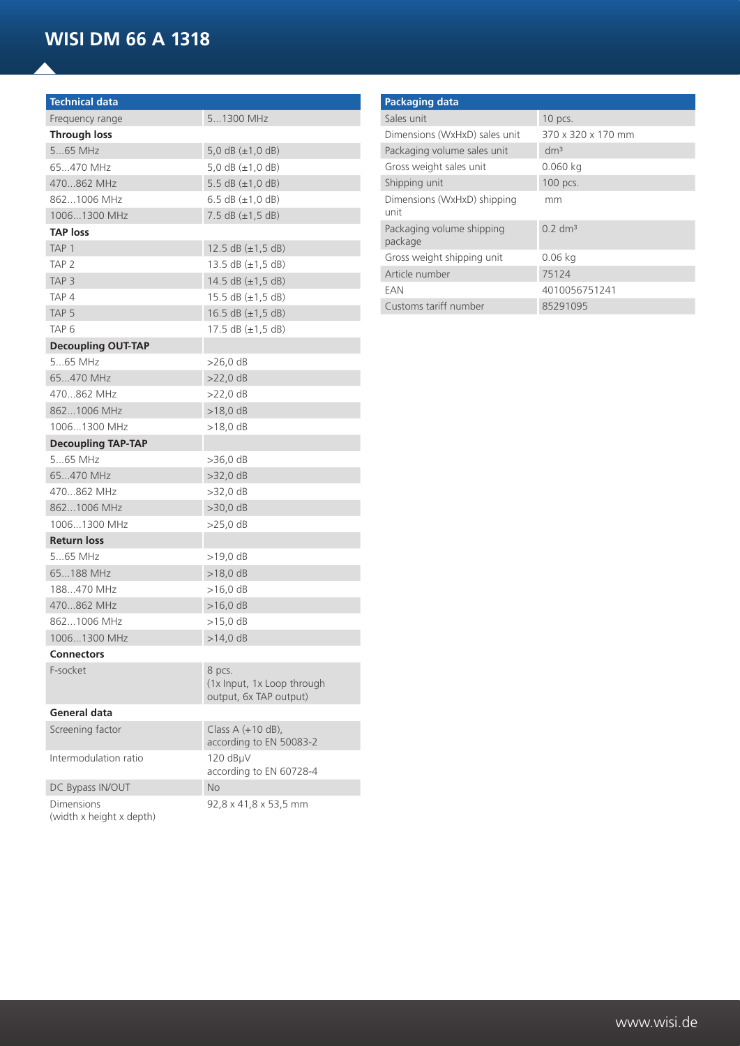# WISI DM 66 A 1318

| Technical data | |
|---|---|
| Frequency range | 5...1300 MHz |
| **Through loss** | |
| 5...65 MHz | 5,0 dB (±1,0 dB) |
| 65...470 MHz | 5,0 dB (±1,0 dB) |
| 470...862 MHz | 5.5 dB (±1,0 dB) |
| 862...1006 MHz | 6.5 dB (±1,0 dB) |
| 1006...1300 MHz | 7.5 dB (±1,5 dB) |
| **TAP loss** | |
| TAP 1 | 12.5 dB (±1,5 dB) |
| TAP 2 | 13.5 dB (±1,5 dB) |
| TAP 3 | 14.5 dB (±1,5 dB) |
| TAP 4 | 15.5 dB (±1,5 dB) |
| TAP 5 | 16.5 dB (±1,5 dB) |
| TAP 6 | 17.5 dB (±1,5 dB) |
| **Decoupling OUT-TAP** | |
| 5...65 MHz | >26,0 dB |
| 65...470 MHz | >22,0 dB |
| 470...862 MHz | >22,0 dB |
| 862...1006 MHz | >18,0 dB |
| 1006...1300 MHz | >18,0 dB |
| **Decoupling TAP-TAP** | |
| 5...65 MHz | >36,0 dB |
| 65...470 MHz | >32,0 dB |
| 470...862 MHz | >32,0 dB |
| 862...1006 MHz | >30,0 dB |
| 1006...1300 MHz | >25,0 dB |
| **Return loss** | |
| 5...65 MHz | >19,0 dB |
| 65...188 MHz | >18,0 dB |
| 188...470 MHz | >16,0 dB |
| 470...862 MHz | >16,0 dB |
| 862...1006 MHz | >15,0 dB |
| 1006...1300 MHz | >14,0 dB |
| **Connectors** | |
| F-socket | 8 pcs. (1x Input, 1x Loop through output, 6x TAP output) |
| **General data** | |
| Screening factor | Class A (+10 dB), according to EN 50083-2 |
| Intermodulation ratio | 120 dBµV according to EN 60728-4 |
| DC Bypass IN/OUT | No |
| Dimensions (width x height x depth) | 92,8 x 41,8 x 53,5 mm |

| Packaging data | |
|---|---|
| Sales unit | 10 pcs. |
| Dimensions (WxHxD) sales unit | 370 x 320 x 170 mm |
| Packaging volume sales unit | dm³ |
| Gross weight sales unit | 0.060 kg |
| Shipping unit | 100 pcs. |
| Dimensions (WxHxD) shipping unit | mm |
| Packaging volume shipping package | 0.2 dm³ |
| Gross weight shipping unit | 0.06 kg |
| Article number | 75124 |
| EAN | 4010056751241 |
| Customs tariff number | 85291095 |

www.wisi.de